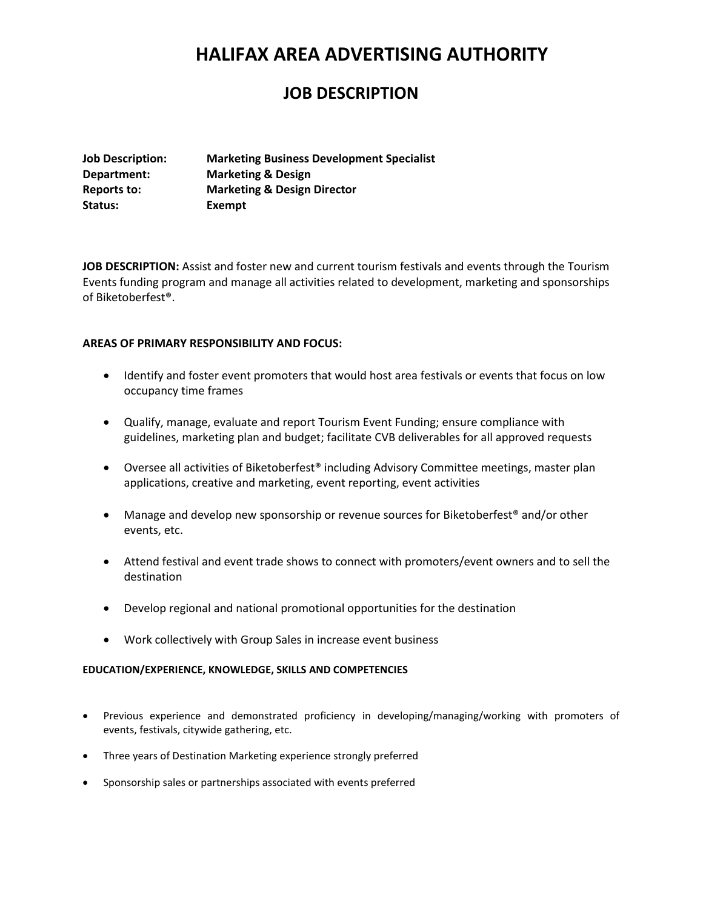# HALIFAX AREA ADVERTISING AUTHORITY

## JOB DESCRIPTION

**Job Description:** **Marketing Business Development Specialist**
**Department:** **Marketing & Design**
**Reports to:** **Marketing & Design Director**
**Status:** **Exempt**

**JOB DESCRIPTION:** Assist and foster new and current tourism festivals and events through the Tourism Events funding program and manage all activities related to development, marketing and sponsorships of Biketoberfest®.

**AREAS OF PRIMARY RESPONSIBILITY AND FOCUS:**

- Identify and foster event promoters that would host area festivals or events that focus on low occupancy time frames
- Qualify, manage, evaluate and report Tourism Event Funding; ensure compliance with guidelines, marketing plan and budget; facilitate CVB deliverables for all approved requests
- Oversee all activities of Biketoberfest® including Advisory Committee meetings, master plan applications, creative and marketing, event reporting, event activities
- Manage and develop new sponsorship or revenue sources for Biketoberfest® and/or other events, etc.
- Attend festival and event trade shows to connect with promoters/event owners and to sell the destination
- Develop regional and national promotional opportunities for the destination
- Work collectively with Group Sales in increase event business

**EDUCATION/EXPERIENCE, KNOWLEDGE, SKILLS AND COMPETENCIES**

- Previous experience and demonstrated proficiency in developing/managing/working with promoters of events, festivals, citywide gathering, etc.
- Three years of Destination Marketing experience strongly preferred
- Sponsorship sales or partnerships associated with events preferred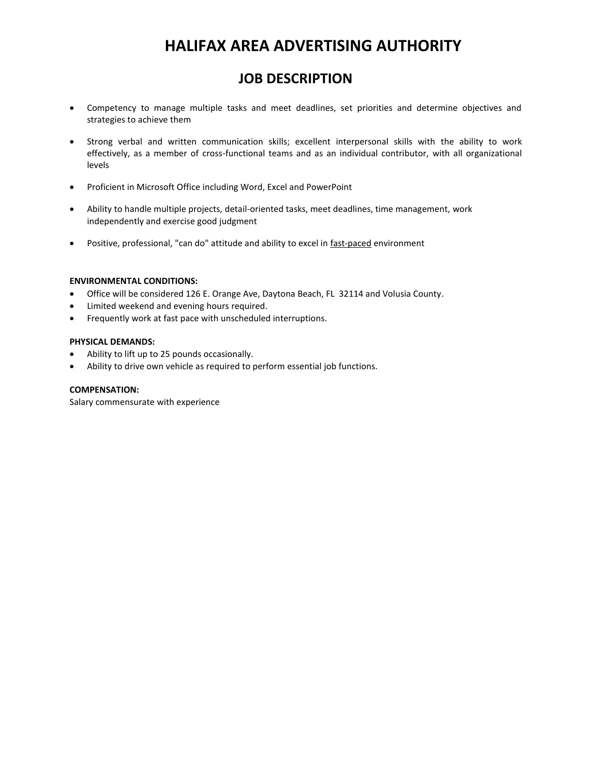# HALIFAX AREA ADVERTISING AUTHORITY

## JOB DESCRIPTION

- Competency to manage multiple tasks and meet deadlines, set priorities and determine objectives and strategies to achieve them
- Strong verbal and written communication skills; excellent interpersonal skills with the ability to work effectively, as a member of cross-functional teams and as an individual contributor, with all organizational levels
- Proficient in Microsoft Office including Word, Excel and PowerPoint
- Ability to handle multiple projects, detail-oriented tasks, meet deadlines, time management, work independently and exercise good judgment
- Positive, professional, "can do" attitude and ability to excel in <u>fast-paced</u> environment

**ENVIRONMENTAL CONDITIONS:**

- Office will be considered 126 E. Orange Ave, Daytona Beach, FL 32114 and Volusia County.
- Limited weekend and evening hours required.
- Frequently work at fast pace with unscheduled interruptions.

**PHYSICAL DEMANDS:**

- Ability to lift up to 25 pounds occasionally.
- Ability to drive own vehicle as required to perform essential job functions.

**COMPENSATION:**

Salary commensurate with experience